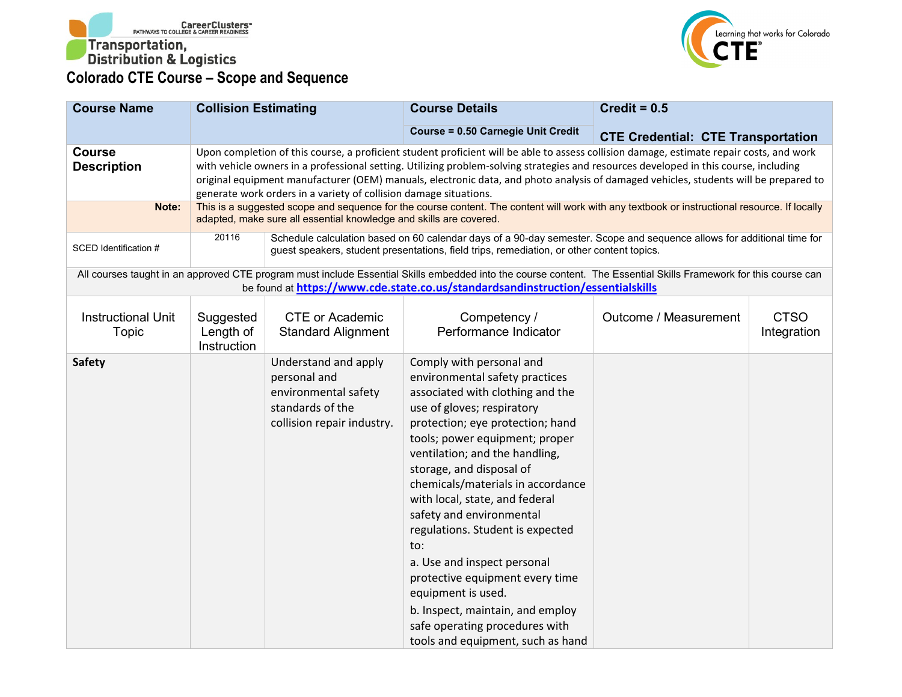Transportation, Distribution & Logistics

CareerClusters™ PATHWAYS TO COLLEGE & CAREER READINESS

Learning that works for Colorado CTE®

# Colorado CTE Course – Scope and Sequence

| **Course Name** | **Collision Estimating** | **Course Details** | **Credit = 0.5** |
|---|---|---|---|
| | | **Course = 0.50 Carnegie Unit Credit** | **CTE Credential: CTE Transportation** |
| **Course Description** | Upon completion of this course, a proficient student proficient will be able to assess collision damage, estimate repair costs, and work with vehicle owners in a professional setting. Utilizing problem-solving strategies and resources developed in this course, including original equipment manufacturer (OEM) manuals, electronic data, and photo analysis of damaged vehicles, students will be prepared to generate work orders in a variety of collision damage situations. | | |
| **Note:** | This is a suggested scope and sequence for the course content. The content will work with any textbook or instructional resource. If locally adapted, make sure all essential knowledge and skills are covered. | | |
| SCED Identification # | 20116 | Schedule calculation based on 60 calendar days of a 90-day semester. Scope and sequence allows for additional time for guest speakers, student presentations, field trips, remediation, or other content topics. | |

All courses taught in an approved CTE program must include Essential Skills embedded into the course content. The Essential Skills Framework for this course can be found at **https://www.cde.state.co.us/standardsandinstruction/essentialskills**

| Instructional Unit Topic | Suggested Length of Instruction | CTE or Academic Standard Alignment | Competency / Performance Indicator | Outcome / Measurement | CTSO Integration |
|---|---|---|---|---|---|
| **Safety** | | Understand and apply personal and environmental safety standards of the collision repair industry. | Comply with personal and environmental safety practices associated with clothing and the use of gloves; respiratory protection; eye protection; hand tools; power equipment; proper ventilation; and the handling, storage, and disposal of chemicals/materials in accordance with local, state, and federal safety and environmental regulations. Student is expected to:<br>a. Use and inspect personal protective equipment every time equipment is used.<br>b. Inspect, maintain, and employ safe operating procedures with tools and equipment, such as hand | | |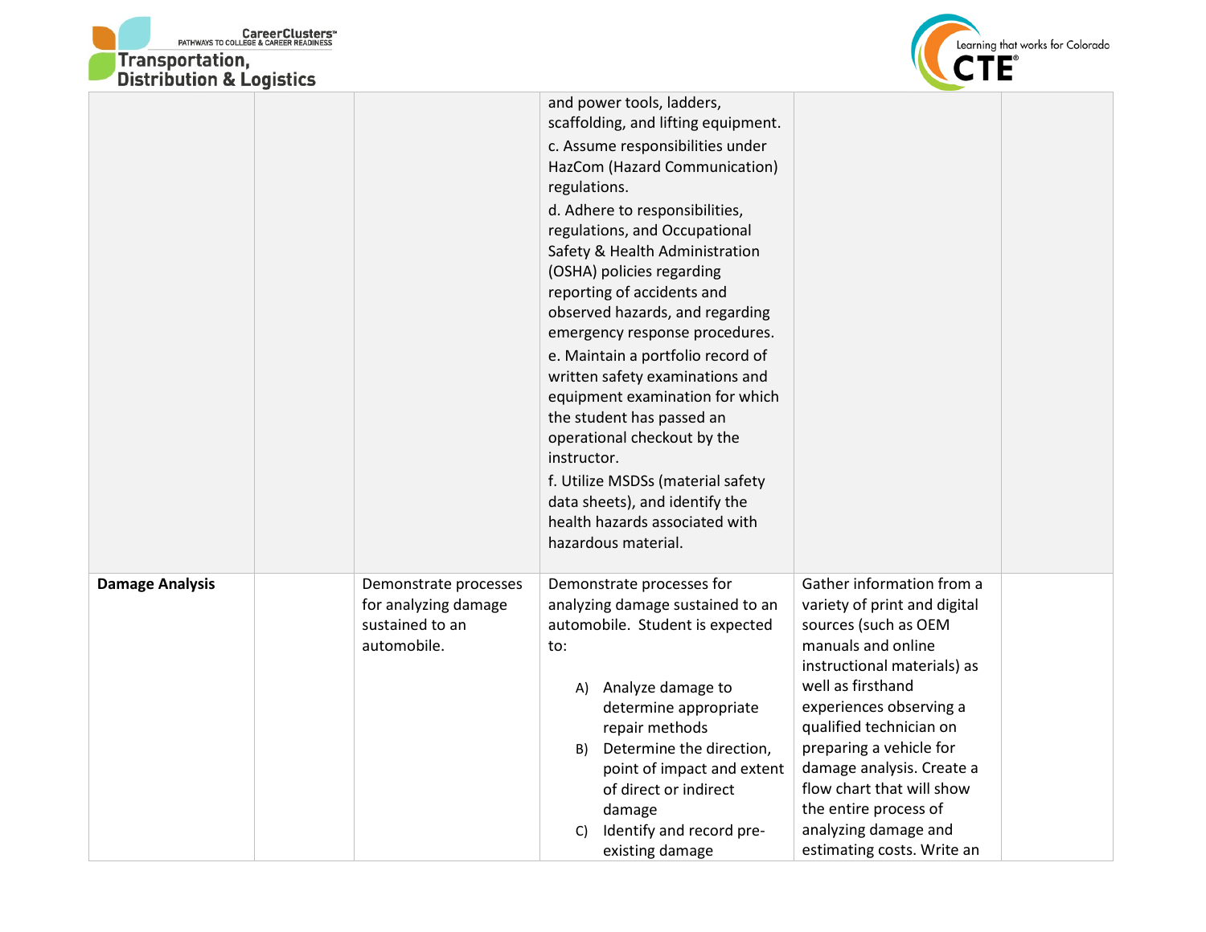| | | | | | |
|---|---|---|---|---|---|
| | | | and power tools, ladders, scaffolding, and lifting equipment.<br>c. Assume responsibilities under HazCom (Hazard Communication) regulations.<br>d. Adhere to responsibilities, regulations, and Occupational Safety & Health Administration (OSHA) policies regarding reporting of accidents and observed hazards, and regarding emergency response procedures.<br>e. Maintain a portfolio record of written safety examinations and equipment examination for which the student has passed an operational checkout by the instructor.<br>f. Utilize MSDSs (material safety data sheets), and identify the health hazards associated with hazardous material. | | |
| **Damage Analysis** | | Demonstrate processes for analyzing damage sustained to an automobile. | Demonstrate processes for analyzing damage sustained to an automobile. Student is expected to:<br><br>A) Analyze damage to determine appropriate repair methods<br>B) Determine the direction, point of impact and extent of direct or indirect damage<br>C) Identify and record pre-existing damage | Gather information from a variety of print and digital sources (such as OEM manuals and online instructional materials) as well as firsthand experiences observing a qualified technician on preparing a vehicle for damage analysis. Create a flow chart that will show the entire process of analyzing damage and estimating costs. Write an | |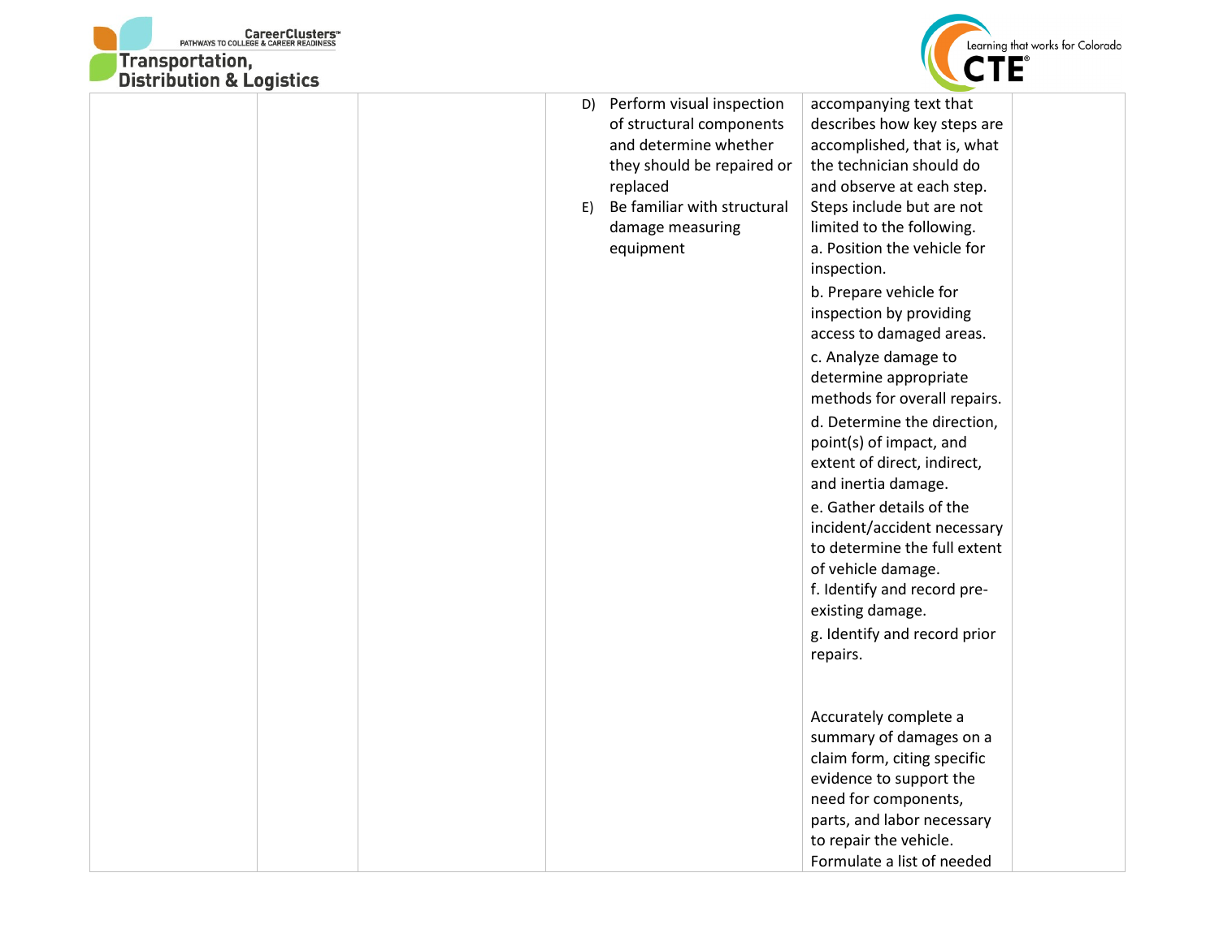|  |  |  | D) Perform visual inspection of structural components and determine whether they should be repaired or replaced<br>E) Be familiar with structural damage measuring equipment | accompanying text that describes how key steps are accomplished, that is, what the technician should do and observe at each step. Steps include but are not limited to the following.<br>a. Position the vehicle for inspection.<br>b. Prepare vehicle for inspection by providing access to damaged areas.<br>c. Analyze damage to determine appropriate methods for overall repairs.<br>d. Determine the direction, point(s) of impact, and extent of direct, indirect, and inertia damage.<br>e. Gather details of the incident/accident necessary to determine the full extent of vehicle damage.<br>f. Identify and record pre-existing damage.<br>g. Identify and record prior repairs.<br><br>Accurately complete a summary of damages on a claim form, citing specific evidence to support the need for components, parts, and labor necessary to repair the vehicle. Formulate a list of needed |  |
|---|---|---|---|---|---|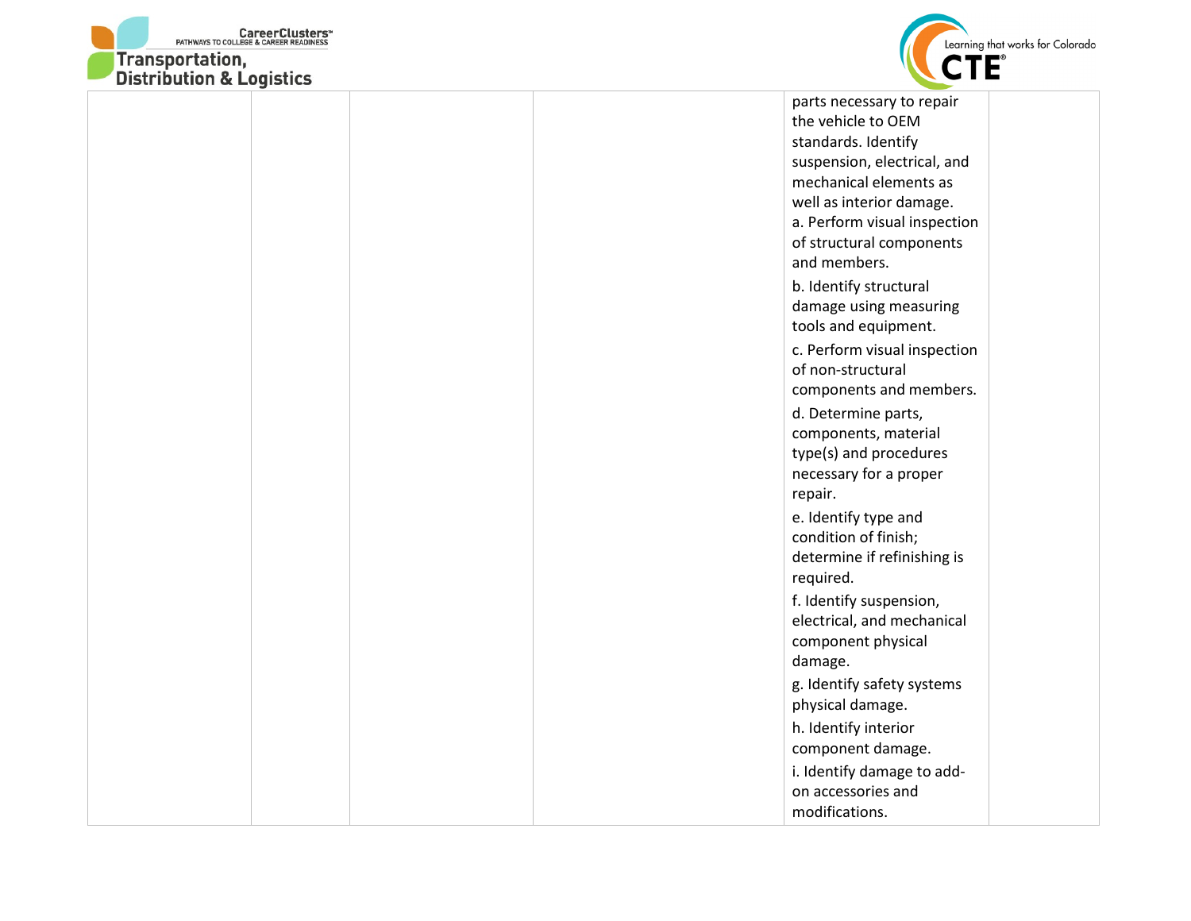| | | | | | |
|---|---|---|---|---|---|
| | | | | parts necessary to repair the vehicle to OEM standards. Identify suspension, electrical, and mechanical elements as well as interior damage.<br>a. Perform visual inspection of structural components and members.<br>b. Identify structural damage using measuring tools and equipment.<br>c. Perform visual inspection of non-structural components and members.<br>d. Determine parts, components, material type(s) and procedures necessary for a proper repair.<br>e. Identify type and condition of finish; determine if refinishing is required.<br>f. Identify suspension, electrical, and mechanical component physical damage.<br>g. Identify safety systems physical damage.<br>h. Identify interior component damage.<br>i. Identify damage to add-on accessories and modifications. | |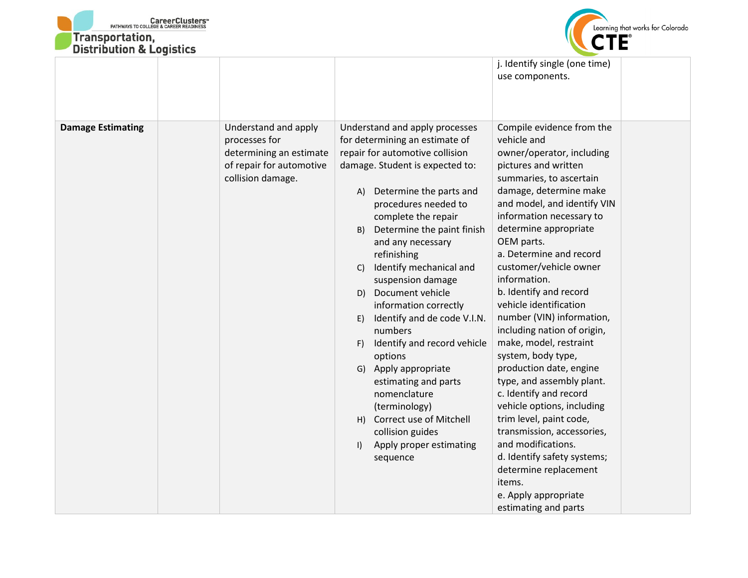| | | | | | |
|---|---|---|---|---|---|
| | | | | j. Identify single (one time) use components. | |
| **Damage Estimating** | | Understand and apply processes for determining an estimate of repair for automotive collision damage. | Understand and apply processes for determining an estimate of repair for automotive collision damage. Student is expected to:<br><br>A) Determine the parts and procedures needed to complete the repair<br>B) Determine the paint finish and any necessary refinishing<br>C) Identify mechanical and suspension damage<br>D) Document vehicle information correctly<br>E) Identify and de code V.I.N. numbers<br>F) Identify and record vehicle options<br>G) Apply appropriate estimating and parts nomenclature (terminology)<br>H) Correct use of Mitchell collision guides<br>I) Apply proper estimating sequence | Compile evidence from the vehicle and owner/operator, including pictures and written summaries, to ascertain damage, determine make and model, and identify VIN information necessary to determine appropriate OEM parts.<br>a. Determine and record customer/vehicle owner information.<br>b. Identify and record vehicle identification number (VIN) information, including nation of origin, make, model, restraint system, body type, production date, engine type, and assembly plant.<br>c. Identify and record vehicle options, including trim level, paint code, transmission, accessories, and modifications.<br>d. Identify safety systems; determine replacement items.<br>e. Apply appropriate estimating and parts | |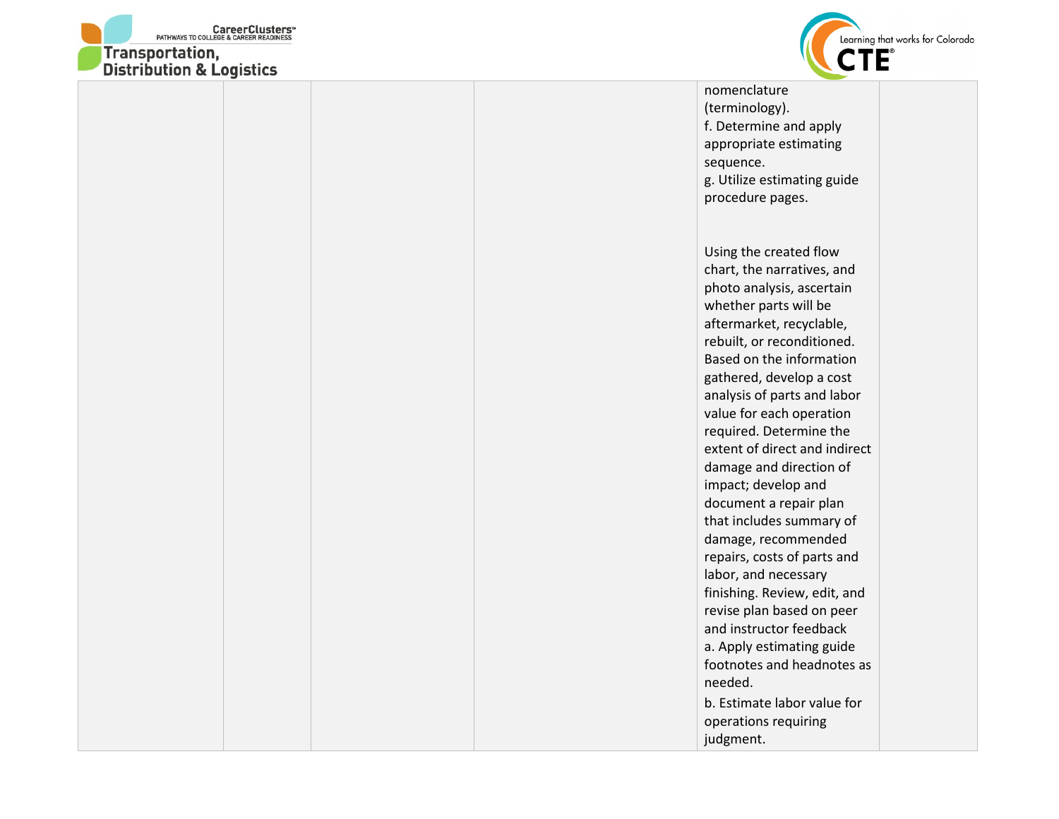| | | | | | |
|---|---|---|---|---|---|
| | | | | nomenclature (terminology).<br>f. Determine and apply appropriate estimating sequence.<br>g. Utilize estimating guide procedure pages.<br><br>Using the created flow chart, the narratives, and photo analysis, ascertain whether parts will be aftermarket, recyclable, rebuilt, or reconditioned. Based on the information gathered, develop a cost analysis of parts and labor value for each operation required. Determine the extent of direct and indirect damage and direction of impact; develop and document a repair plan that includes summary of damage, recommended repairs, costs of parts and labor, and necessary finishing. Review, edit, and revise plan based on peer and instructor feedback<br>a. Apply estimating guide footnotes and headnotes as needed.<br>b. Estimate labor value for operations requiring judgment. | |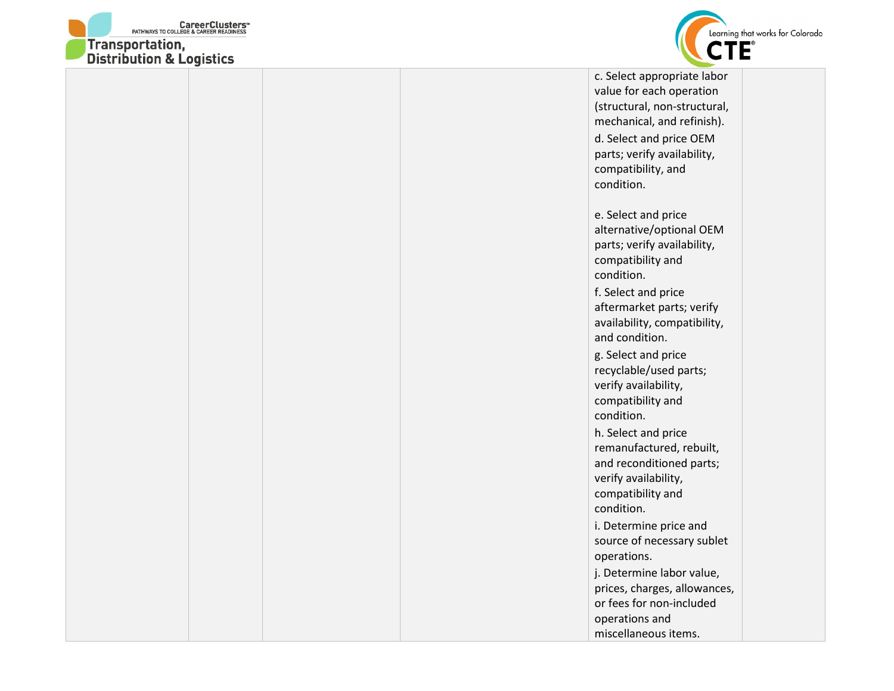| | | | | | |
|---|---|---|---|---|---|
| | | | | c. Select appropriate labor value for each operation (structural, non-structural, mechanical, and refinish).<br>d. Select and price OEM parts; verify availability, compatibility, and condition.<br><br>e. Select and price alternative/optional OEM parts; verify availability, compatibility and condition.<br>f. Select and price aftermarket parts; verify availability, compatibility, and condition.<br>g. Select and price recyclable/used parts; verify availability, compatibility and condition.<br>h. Select and price remanufactured, rebuilt, and reconditioned parts; verify availability, compatibility and condition.<br>i. Determine price and source of necessary sublet operations.<br>j. Determine labor value, prices, charges, allowances, or fees for non-included operations and miscellaneous items. | |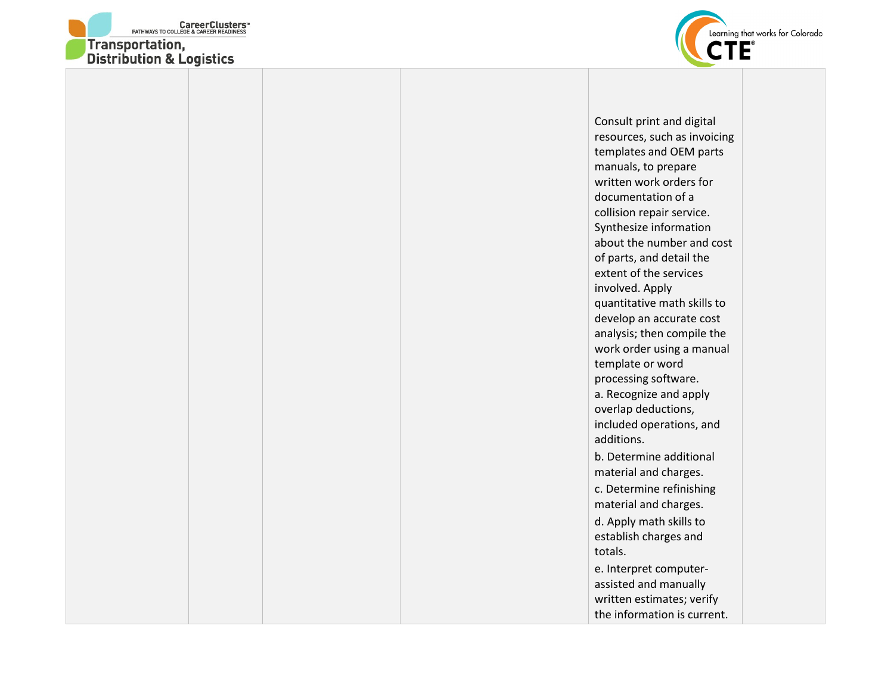| | | | | | |
|---|---|---|---|---|---|
| | | | | Consult print and digital resources, such as invoicing templates and OEM parts manuals, to prepare written work orders for documentation of a collision repair service. Synthesize information about the number and cost of parts, and detail the extent of the services involved. Apply quantitative math skills to develop an accurate cost analysis; then compile the work order using a manual template or word processing software.<br>a. Recognize and apply overlap deductions, included operations, and additions.<br>b. Determine additional material and charges.<br>c. Determine refinishing material and charges.<br>d. Apply math skills to establish charges and totals.<br>e. Interpret computer-assisted and manually written estimates; verify the information is current. | |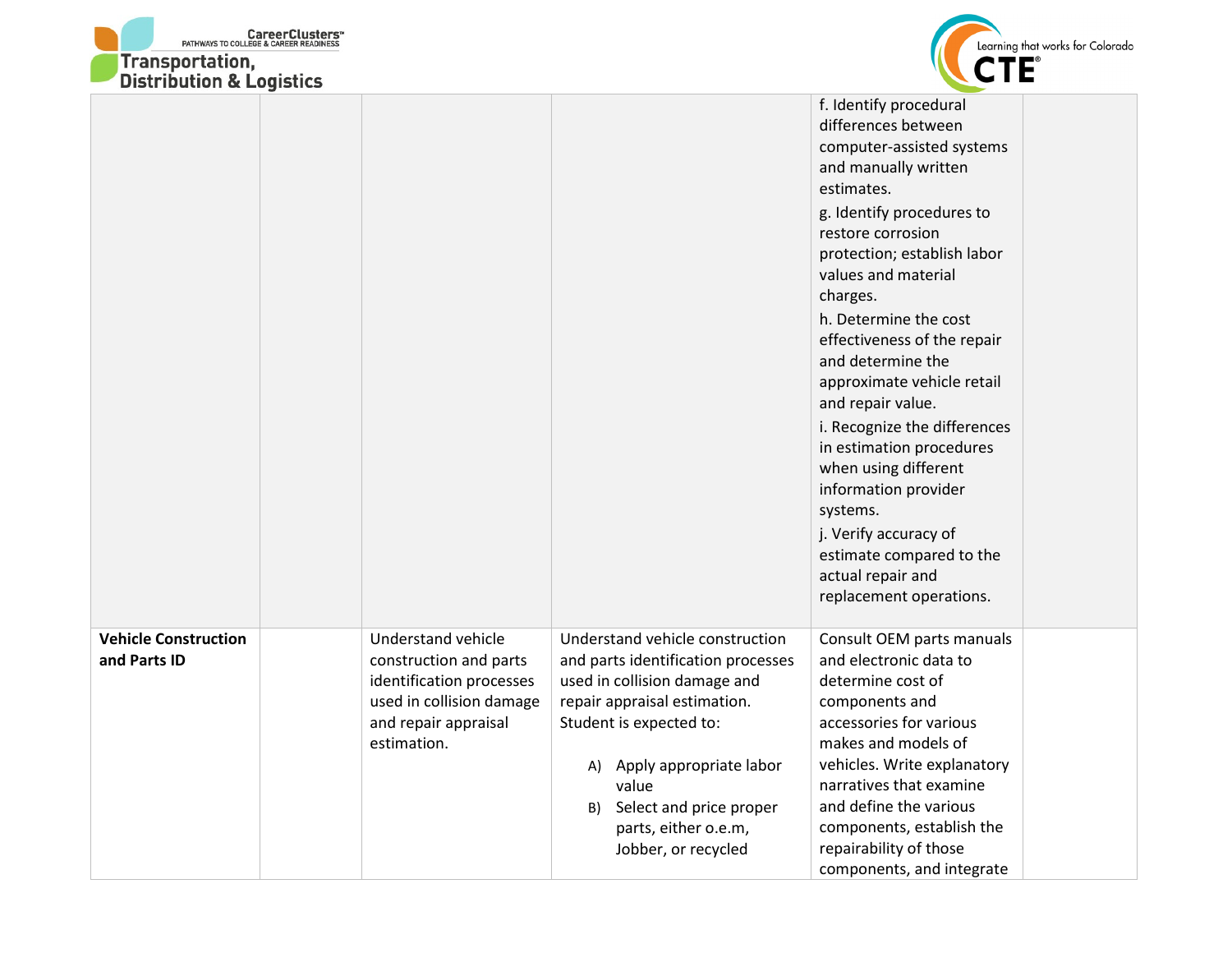| | | | | | |
|---|---|---|---|---|---|
| | | | | f. Identify procedural differences between computer-assisted systems and manually written estimates.<br>g. Identify procedures to restore corrosion protection; establish labor values and material charges.<br>h. Determine the cost effectiveness of the repair and determine the approximate vehicle retail and repair value.<br>i. Recognize the differences in estimation procedures when using different information provider systems.<br>j. Verify accuracy of estimate compared to the actual repair and replacement operations. | |
| **Vehicle Construction and Parts ID** | | Understand vehicle construction and parts identification processes used in collision damage and repair appraisal estimation. | Understand vehicle construction and parts identification processes used in collision damage and repair appraisal estimation. Student is expected to:<br><br>A) Apply appropriate labor value<br>B) Select and price proper parts, either o.e.m, Jobber, or recycled | Consult OEM parts manuals and electronic data to determine cost of components and accessories for various makes and models of vehicles. Write explanatory narratives that examine and define the various components, establish the repairability of those components, and integrate | |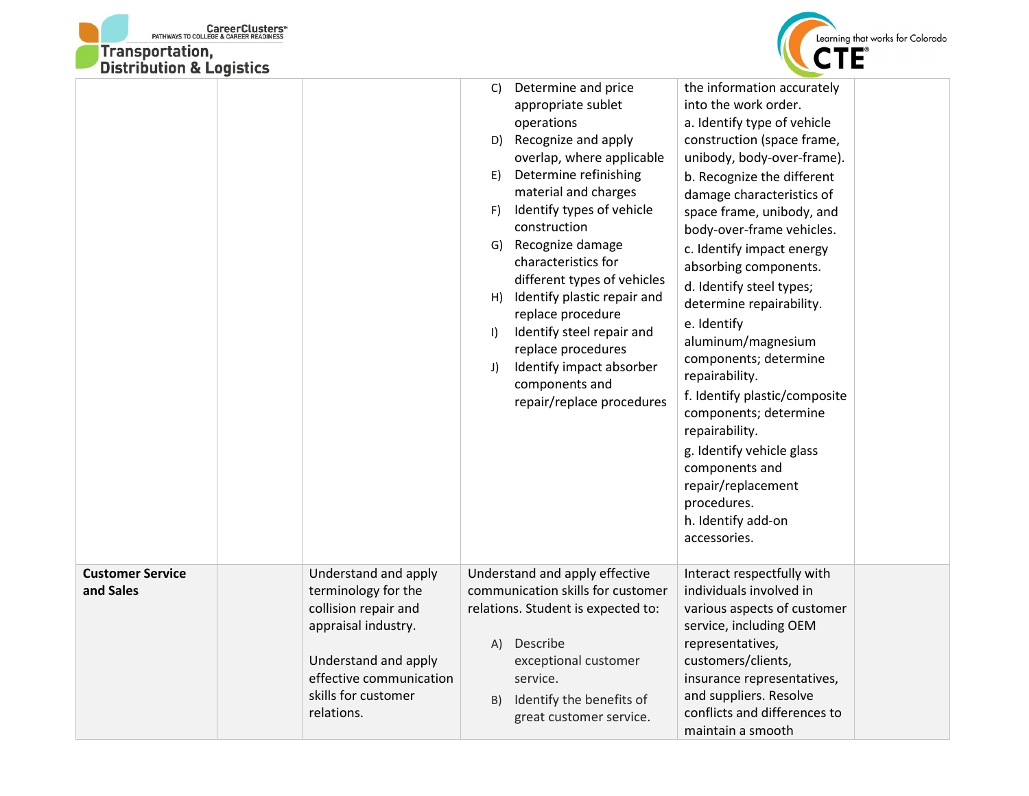| | | | | | |
|---|---|---|---|---|---|
| | | | C) Determine and price appropriate sublet operations<br>D) Recognize and apply overlap, where applicable<br>E) Determine refinishing material and charges<br>F) Identify types of vehicle construction<br>G) Recognize damage characteristics for different types of vehicles<br>H) Identify plastic repair and replace procedure<br>I) Identify steel repair and replace procedures<br>J) Identify impact absorber components and repair/replace procedures | the information accurately into the work order.<br>a. Identify type of vehicle construction (space frame, unibody, body-over-frame).<br>b. Recognize the different damage characteristics of space frame, unibody, and body-over-frame vehicles.<br>c. Identify impact energy absorbing components.<br>d. Identify steel types; determine repairability.<br>e. Identify aluminum/magnesium components; determine repairability.<br>f. Identify plastic/composite components; determine repairability.<br>g. Identify vehicle glass components and repair/replacement procedures.<br>h. Identify add-on accessories. | |
| **Customer Service and Sales** | | Understand and apply terminology for the collision repair and appraisal industry.<br><br>Understand and apply effective communication skills for customer relations. | Understand and apply effective communication skills for customer relations. Student is expected to:<br><br>A) Describe exceptional customer service.<br>B) Identify the benefits of great customer service. | Interact respectfully with individuals involved in various aspects of customer service, including OEM representatives, customers/clients, insurance representatives, and suppliers. Resolve conflicts and differences to maintain a smooth | |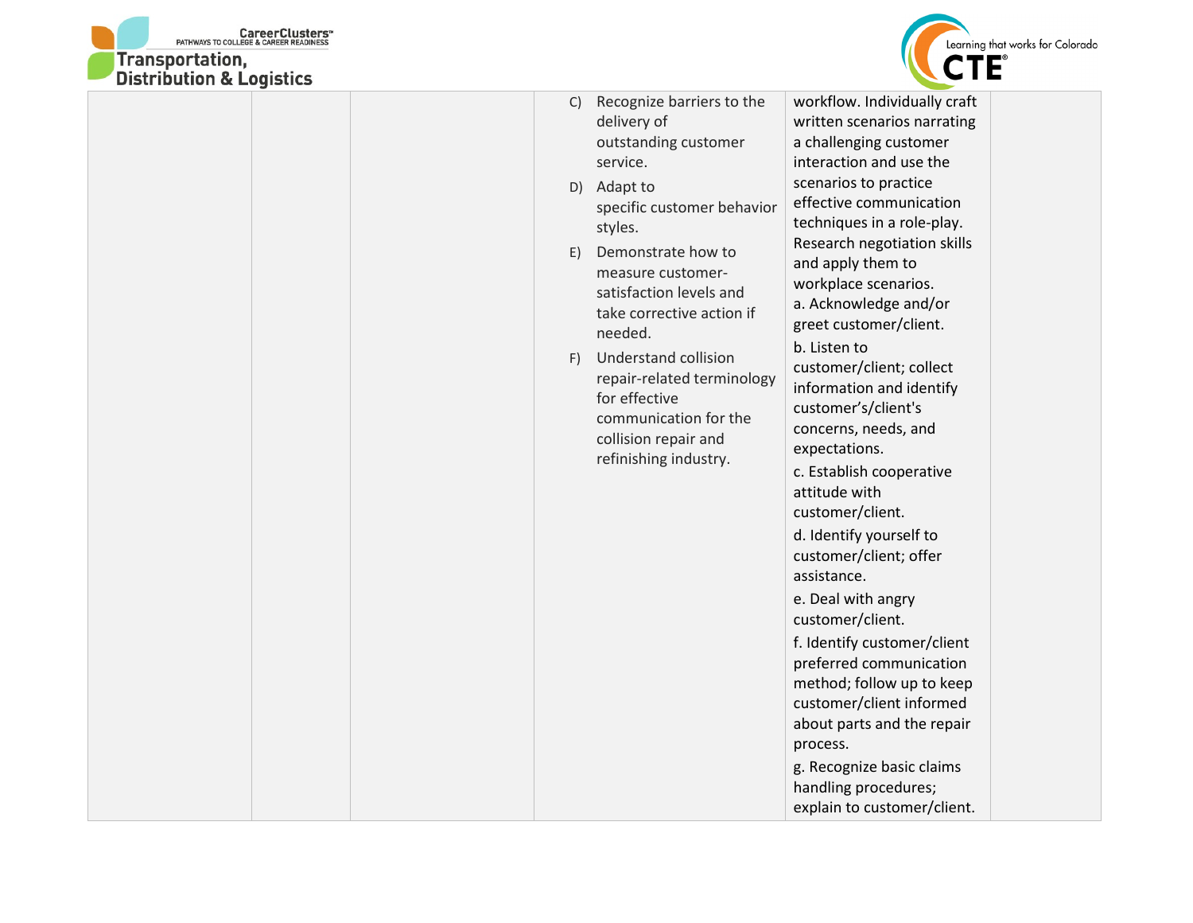| | | | | | |
|---|---|---|---|---|---|
| | | | C) Recognize barriers to the delivery of outstanding customer service.<br>D) Adapt to specific customer behavior styles.<br>E) Demonstrate how to measure customer-satisfaction levels and take corrective action if needed.<br>F) Understand collision repair-related terminology for effective communication for the collision repair and refinishing industry. | workflow. Individually craft written scenarios narrating a challenging customer interaction and use the scenarios to practice effective communication techniques in a role-play. Research negotiation skills and apply them to workplace scenarios.<br>a. Acknowledge and/or greet customer/client.<br>b. Listen to customer/client; collect information and identify customer's/client's concerns, needs, and expectations.<br>c. Establish cooperative attitude with customer/client.<br>d. Identify yourself to customer/client; offer assistance.<br>e. Deal with angry customer/client.<br>f. Identify customer/client preferred communication method; follow up to keep customer/client informed about parts and the repair process.<br>g. Recognize basic claims handling procedures; explain to customer/client. | |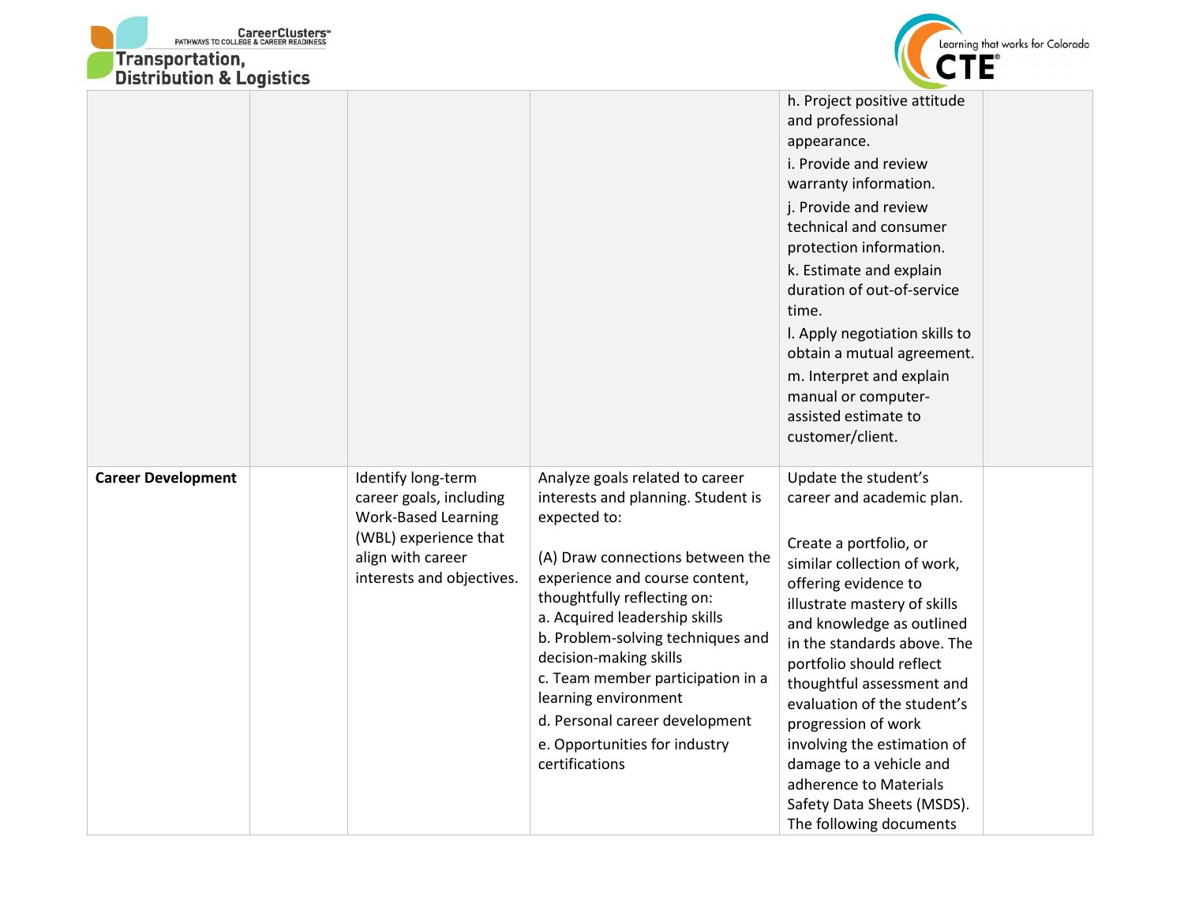| | | | | | |
|---|---|---|---|---|---|
| | | | | h. Project positive attitude and professional appearance.<br>i. Provide and review warranty information.<br>j. Provide and review technical and consumer protection information.<br>k. Estimate and explain duration of out-of-service time.<br>l. Apply negotiation skills to obtain a mutual agreement.<br>m. Interpret and explain manual or computer-assisted estimate to customer/client. | |
| **Career Development** | | Identify long-term career goals, including Work-Based Learning (WBL) experience that align with career interests and objectives. | Analyze goals related to career interests and planning. Student is expected to:<br><br>(A) Draw connections between the experience and course content, thoughtfully reflecting on:<br>a. Acquired leadership skills<br>b. Problem-solving techniques and decision-making skills<br>c. Team member participation in a learning environment<br>d. Personal career development<br>e. Opportunities for industry certifications | Update the student's career and academic plan.<br><br>Create a portfolio, or similar collection of work, offering evidence to illustrate mastery of skills and knowledge as outlined in the standards above. The portfolio should reflect thoughtful assessment and evaluation of the student's progression of work involving the estimation of damage to a vehicle and adherence to Materials Safety Data Sheets (MSDS). The following documents | |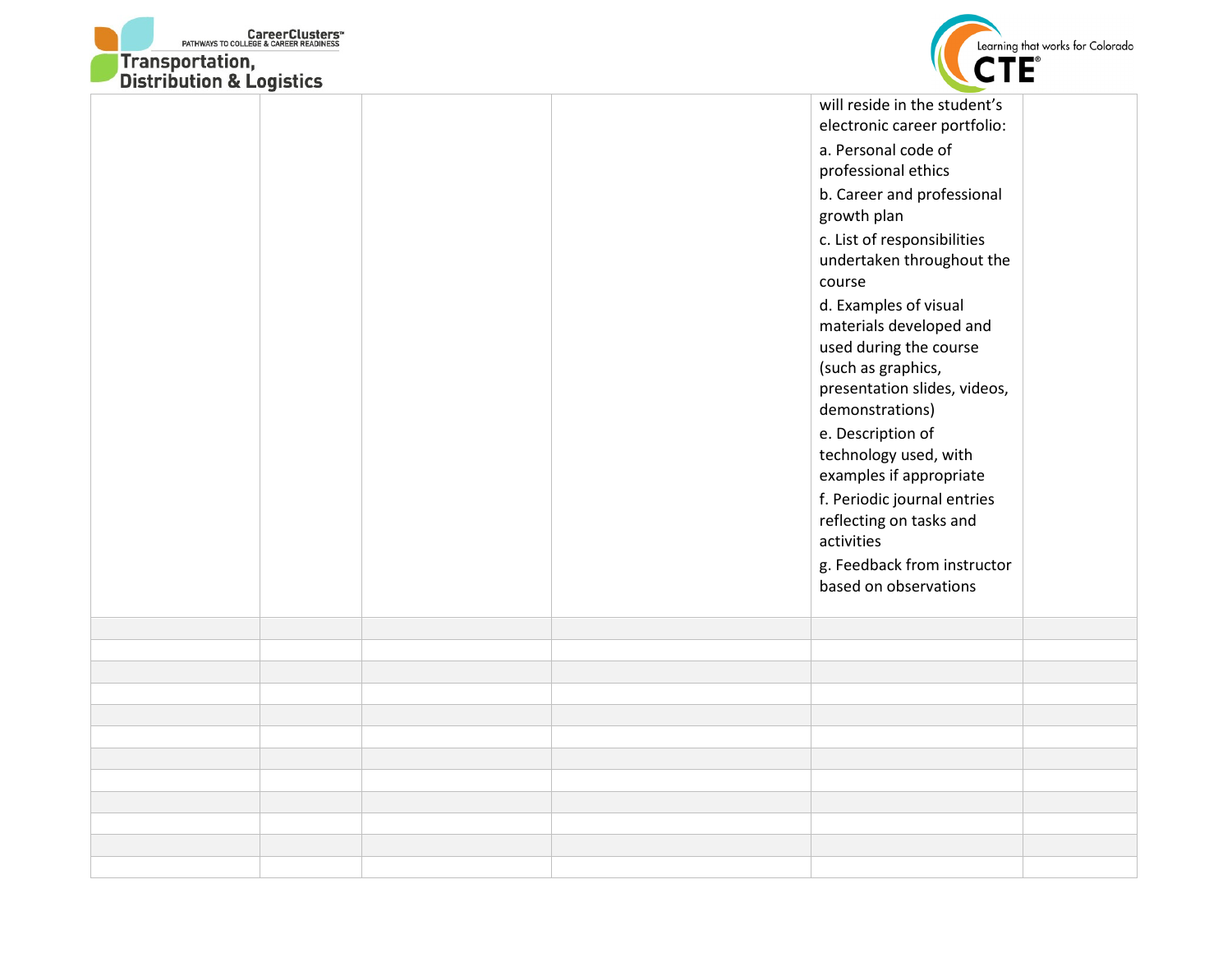|  |  |  |  |  |  |
|---|---|---|---|---|---|
|  |  |  |  | will reside in the student's electronic career portfolio:<br>a. Personal code of professional ethics<br>b. Career and professional growth plan<br>c. List of responsibilities undertaken throughout the course<br>d. Examples of visual materials developed and used during the course (such as graphics, presentation slides, videos, demonstrations)<br>e. Description of technology used, with examples if appropriate<br>f. Periodic journal entries reflecting on tasks and activities<br>g. Feedback from instructor based on observations |  |
|  |  |  |  |  |  |
|  |  |  |  |  |  |
|  |  |  |  |  |  |
|  |  |  |  |  |  |
|  |  |  |  |  |  |
|  |  |  |  |  |  |
|  |  |  |  |  |  |
|  |  |  |  |  |  |
|  |  |  |  |  |  |
|  |  |  |  |  |  |
|  |  |  |  |  |  |
|  |  |  |  |  |  |